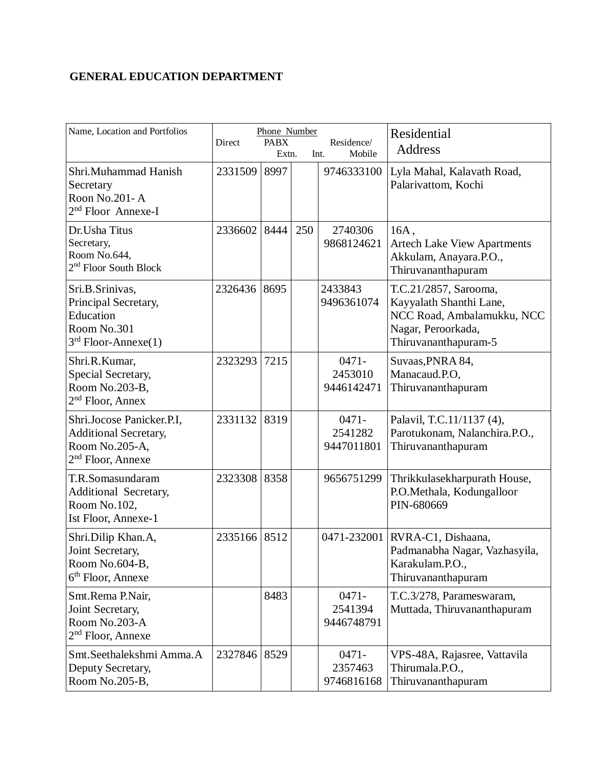**GENERAL EDUCATION DEPARTMENT**

| Name, Location and Portfolios | Phone Number Direct | PABX Extn. | Int. | Residence/ Mobile | Residential Address |
|---|---|---|---|---|---|
| Shri.Muhammad Hanish<br>Secretary<br>Roon No.201- A<br>2nd Floor Annexe-I | 2331509 | 8997 | | 9746333100 | Lyla Mahal, Kalavath Road, Palarivattom, Kochi |
| Dr.Usha Titus<br>Secretary,<br>Room No.644,<br>2nd Floor South Block | 2336602 | 8444 | 250 | 2740306<br>9868124621 | 16A ,<br>Artech Lake View Apartments<br>Akkulam, Anayara.P.O.,<br>Thiruvananthapuram |
| Sri.B.Srinivas,<br>Principal Secretary,<br>Education<br>Room No.301<br>3rd Floor-Annexe(1) | 2326436 | 8695 | | 2433843<br>9496361074 | T.C.21/2857, Sarooma,<br>Kayyalath Shanthi Lane,<br>NCC Road, Ambalamukku, NCC Nagar, Peroorkada,<br>Thiruvananthapuram-5 |
| Shri.R.Kumar,<br>Special Secretary,<br>Room No.203-B,<br>2nd Floor, Annex | 2323293 | 7215 | | 0471-2453010<br>9446142471 | Suvaas,PNRA 84,<br>Manacaud.P.O,<br>Thiruvananthapuram |
| Shri.Jocose Panicker.P.I,<br>Additional Secretary,<br>Room No.205-A,<br>2nd Floor, Annexe | 2331132 | 8319 | | 0471-2541282<br>9447011801 | Palavil, T.C.11/1137 (4),<br>Parotukonam, Nalanchira.P.O.,<br>Thiruvananthapuram |
| T.R.Somasundaram<br>Additional Secretary,<br>Room No.102,<br>Ist Floor, Annexe-1 | 2323308 | 8358 | | 9656751299 | Thrikkulasekharpurath House,<br>P.O.Methala, Kodungalloor<br>PIN-680669 |
| Shri.Dilip Khan.A,<br>Joint Secretary,<br>Room No.604-B,<br>6th Floor, Annexe | 2335166 | 8512 | | 0471-232001 | RVRA-C1, Dishaana,<br>Padmanabha Nagar, Vazhasyila,<br>Karakulam.P.O.,<br>Thiruvananthapuram |
| Smt.Rema P.Nair,<br>Joint Secretary,<br>Room No.203-A<br>2nd Floor, Annexe | | 8483 | | 0471-2541394<br>9446748791 | T.C.3/278, Parameswaram,<br>Muttada, Thiruvananthapuram |
| Smt.Seethalekshmi Amma.A<br>Deputy Secretary,<br>Room No.205-B, | 2327846 | 8529 | | 0471-2357463<br>9746816168 | VPS-48A, Rajasree, Vattavila<br>Thirumala.P.O.,<br>Thiruvananthapuram |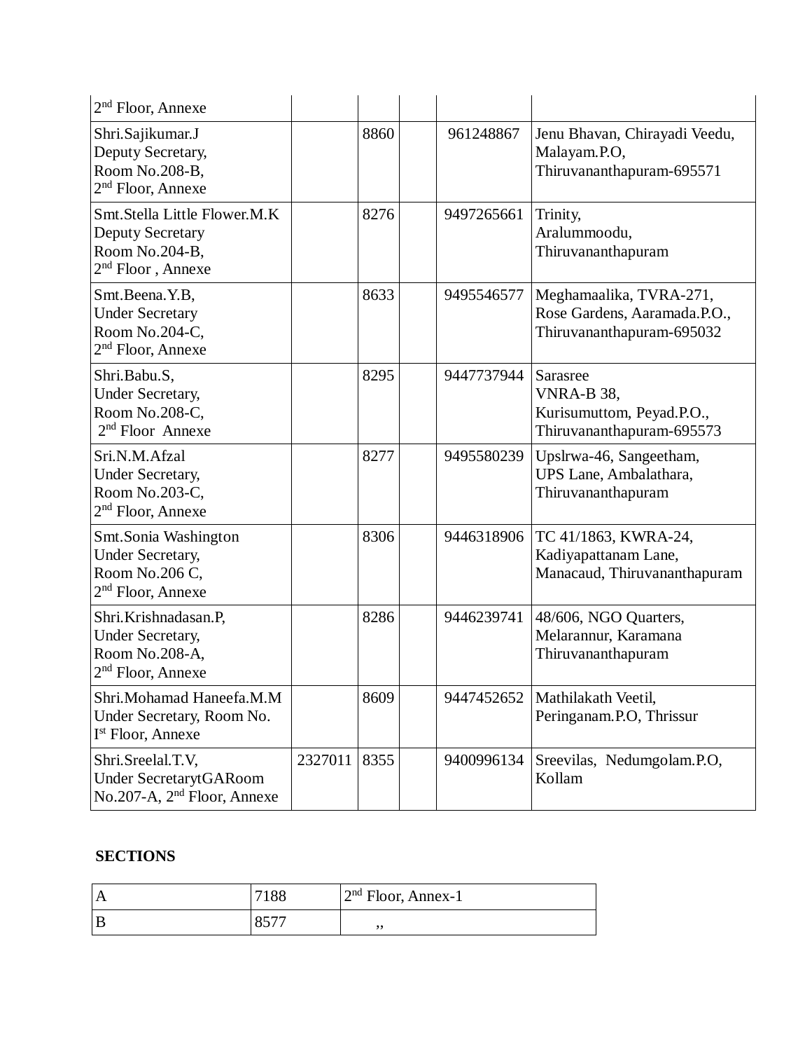| | | | | | |
|---|---|---|---|---|---|
| 2nd Floor, Annexe | | | | | |
| Shri.Sajikumar.J<br>Deputy Secretary,<br>Room No.208-B,<br>2nd Floor, Annexe | | 8860 | | 961248867 | Jenu Bhavan, Chirayadi Veedu,<br>Malayam.P.O,<br>Thiruvananthapuram-695571 |
| Smt.Stella Little Flower.M.K<br>Deputy Secretary<br>Room No.204-B,<br>2nd Floor , Annexe | | 8276 | | 9497265661 | Trinity,<br>Aralummoodu,<br>Thiruvananthapuram |
| Smt.Beena.Y.B,<br>Under Secretary<br>Room No.204-C,<br>2nd Floor, Annexe | | 8633 | | 9495546577 | Meghamaalika, TVRA-271,<br>Rose Gardens, Aaramada.P.O.,<br>Thiruvananthapuram-695032 |
| Shri.Babu.S,<br>Under Secretary,<br>Room No.208-C,<br>2nd Floor Annexe | | 8295 | | 9447737944 | Sarasree<br>VNRA-B 38,<br>Kurisumuttom, Peyad.P.O.,<br>Thiruvananthapuram-695573 |
| Sri.N.M.Afzal<br>Under Secretary,<br>Room No.203-C,<br>2nd Floor, Annexe | | 8277 | | 9495580239 | Upslrwa-46, Sangeetham,<br>UPS Lane, Ambalathara,<br>Thiruvananthapuram |
| Smt.Sonia Washington<br>Under Secretary,<br>Room No.206 C,<br>2nd Floor, Annexe | | 8306 | | 9446318906 | TC 41/1863, KWRA-24,<br>Kadiyapattanam Lane,<br>Manacaud, Thiruvananthapuram |
| Shri.Krishnadasan.P,<br>Under Secretary,<br>Room No.208-A,<br>2nd Floor, Annexe | | 8286 | | 9446239741 | 48/606, NGO Quarters,<br>Melarannur, Karamana<br>Thiruvananthapuram |
| Shri.Mohamad Haneefa.M.M<br>Under Secretary, Room No.<br>Ist Floor, Annexe | | 8609 | | 9447452652 | Mathilakath Veetil,<br>Peringanam.P.O, Thrissur |
| Shri.Sreelal.T.V,<br>Under SecretarytGARoom<br>No.207-A, 2nd Floor, Annexe | 2327011 | 8355 | | 9400996134 | Sreevilas, Nedumgolam.P.O,<br>Kollam |

**SECTIONS**

| | | |
|---|---|---|
| A | 7188 | 2nd Floor, Annex-1 |
| B | 8577 | ,, |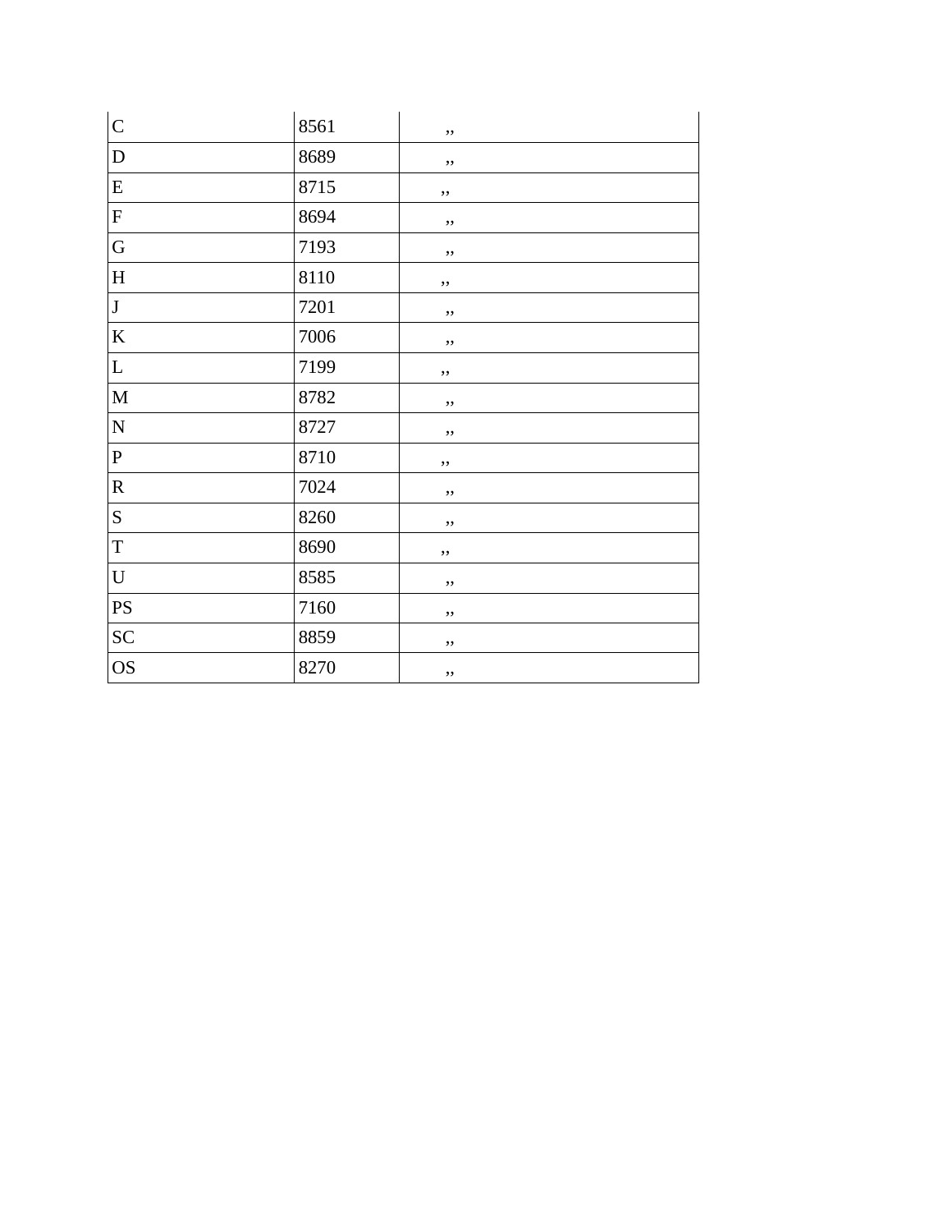| | | |
|---|---|---|
| C | 8561 | ,, |
| D | 8689 | ,, |
| E | 8715 | ,, |
| F | 8694 | ,, |
| G | 7193 | ,, |
| H | 8110 | ,, |
| J | 7201 | ,, |
| K | 7006 | ,, |
| L | 7199 | ,, |
| M | 8782 | ,, |
| N | 8727 | ,, |
| P | 8710 | ,, |
| R | 7024 | ,, |
| S | 8260 | ,, |
| T | 8690 | ,, |
| U | 8585 | ,, |
| PS | 7160 | ,, |
| SC | 8859 | ,, |
| OS | 8270 | ,, |